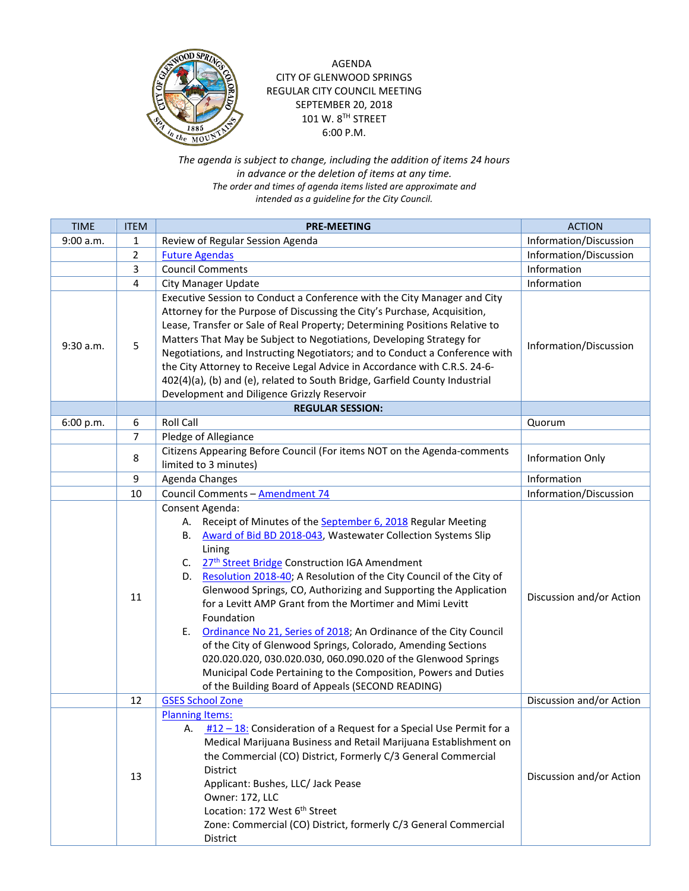AGENDA
CITY OF GLENWOOD SPRINGS
REGULAR CITY COUNCIL MEETING
SEPTEMBER 20, 2018
101 W. 8TH STREET
6:00 P.M.

*The agenda is subject to change, including the addition of items 24 hours in advance or the deletion of items at any time.*
*The order and times of agenda items listed are approximate and intended as a guideline for the City Council.*

| TIME | ITEM | PRE-MEETING | ACTION |
|---|---|---|---|
| 9:00 a.m. | 1 | Review of Regular Session Agenda | Information/Discussion |
| | 2 | Future Agendas | Information/Discussion |
| | 3 | Council Comments | Information |
| | 4 | City Manager Update | Information |
| 9:30 a.m. | 5 | Executive Session to Conduct a Conference with the City Manager and City Attorney for the Purpose of Discussing the City's Purchase, Acquisition, Lease, Transfer or Sale of Real Property; Determining Positions Relative to Matters That May be Subject to Negotiations, Developing Strategy for Negotiations, and Instructing Negotiators; and to Conduct a Conference with the City Attorney to Receive Legal Advice in Accordance with C.R.S. 24-6-402(4)(a), (b) and (e), related to South Bridge, Garfield County Industrial Development and Diligence Grizzly Reservoir | Information/Discussion |
| | | **REGULAR SESSION:** | |
| 6:00 p.m. | 6 | Roll Call | Quorum |
| | 7 | Pledge of Allegiance | |
| | 8 | Citizens Appearing Before Council (For items NOT on the Agenda-comments limited to 3 minutes) | Information Only |
| | 9 | Agenda Changes | Information |
| | 10 | Council Comments – Amendment 74 | Information/Discussion |
| | 11 | Consent Agenda:<br>A. Receipt of Minutes of the September 6, 2018 Regular Meeting<br>B. Award of Bid BD 2018-043, Wastewater Collection Systems Slip Lining<br>C. 27th Street Bridge Construction IGA Amendment<br>D. Resolution 2018-40; A Resolution of the City Council of the City of Glenwood Springs, CO, Authorizing and Supporting the Application for a Levitt AMP Grant from the Mortimer and Mimi Levitt Foundation<br>E. Ordinance No 21, Series of 2018; An Ordinance of the City Council of the City of Glenwood Springs, Colorado, Amending Sections 020.020.020, 030.020.030, 060.090.020 of the Glenwood Springs Municipal Code Pertaining to the Composition, Powers and Duties of the Building Board of Appeals (SECOND READING) | Discussion and/or Action |
| | 12 | GSES School Zone | Discussion and/or Action |
| | 13 | Planning Items:<br>A. #12 – 18: Consideration of a Request for a Special Use Permit for a Medical Marijuana Business and Retail Marijuana Establishment on the Commercial (CO) District, Formerly C/3 General Commercial District<br>Applicant: Bushes, LLC/ Jack Pease<br>Owner: 172, LLC<br>Location: 172 West 6th Street<br>Zone: Commercial (CO) District, formerly C/3 General Commercial District | Discussion and/or Action |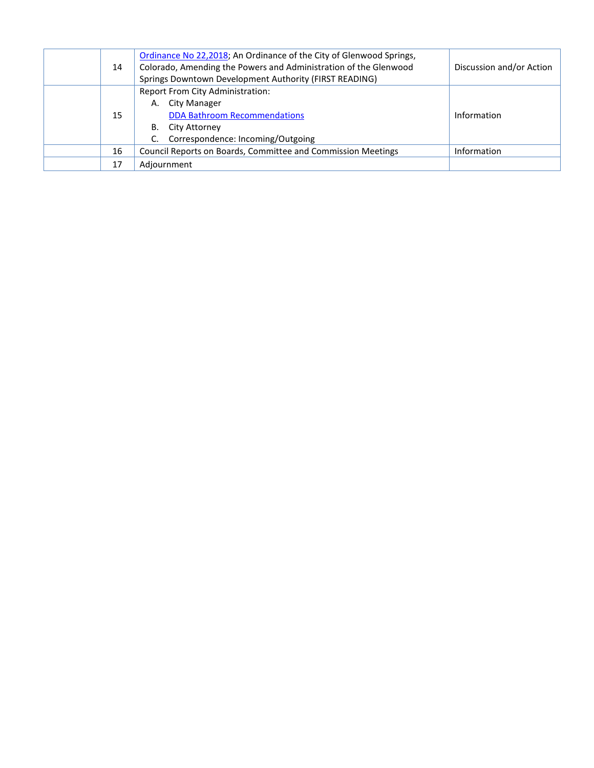| | | | |
|---|---|---|---|
| | 14 | Ordinance No 22,2018; An Ordinance of the City of Glenwood Springs, Colorado, Amending the Powers and Administration of the Glenwood Springs Downtown Development Authority (FIRST READING) | Discussion and/or Action |
| | 15 | Report From City Administration:<br>A. City Manager<br>DDA Bathroom Recommendations<br>B. City Attorney<br>C. Correspondence: Incoming/Outgoing | Information |
| | 16 | Council Reports on Boards, Committee and Commission Meetings | Information |
| | 17 | Adjournment | |